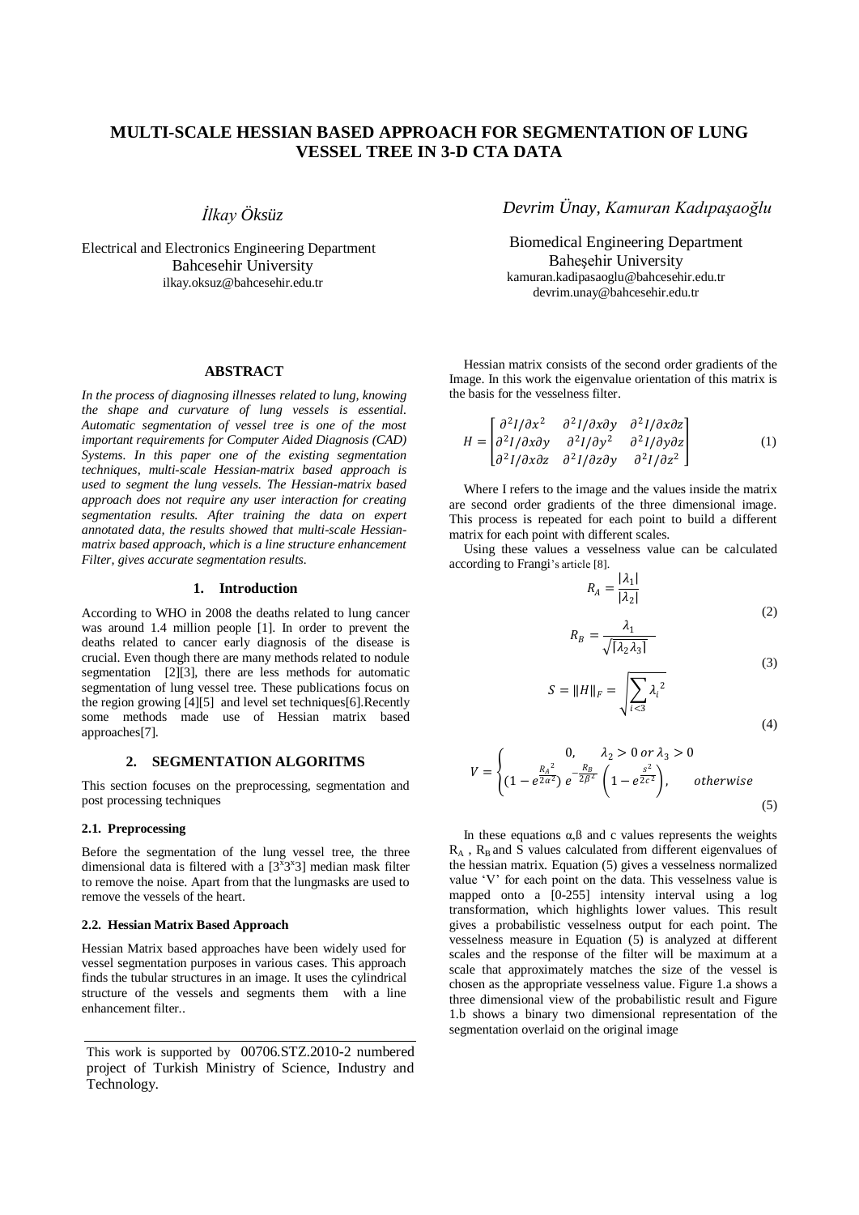# MULTI-SCALE HESSIAN BASED APPROACH FOR SEGMENTATION OF LUNG VESSEL TREE IN 3-D CTA DATA

*İlkay Öksüz*

Electrical and Electronics Engineering Department
Bahcesehir University
ilkay.oksuz@bahcesehir.edu.tr

*Devrim Ünay, Kamuran Kadıpaşaoğlu*

Biomedical Engineering Department
Baheşehir University
kamuran.kadipasaoglu@bahcesehir.edu.tr
devrim.unay@bahcesehir.edu.tr

## ABSTRACT

*In the process of diagnosing illnesses related to lung, knowing the shape and curvature of lung vessels is essential. Automatic segmentation of vessel tree is one of the most important requirements for Computer Aided Diagnosis (CAD) Systems. In this paper one of the existing segmentation techniques, multi-scale Hessian-matrix based approach is used to segment the lung vessels. The Hessian-matrix based approach does not require any user interaction for creating segmentation results. After training the data on expert annotated data, the results showed that multi-scale Hessian-matrix based approach, which is a line structure enhancement Filter, gives accurate segmentation results.*

## 1. Introduction

According to WHO in 2008 the deaths related to lung cancer was around 1.4 million people [1]. In order to prevent the deaths related to cancer early diagnosis of the disease is crucial. Even though there are many methods related to nodule segmentation [2][3], there are less methods for automatic segmentation of lung vessel tree. These publications focus on the region growing [4][5] and level set techniques[6].Recently some methods made use of Hessian matrix based approaches[7].

## 2. SEGMENTATION ALGORITMS

This section focuses on the preprocessing, segmentation and post processing techniques

### 2.1. Preprocessing

Before the segmentation of the lung vessel tree, the three dimensional data is filtered with a [3x3x3] median mask filter to remove the noise. Apart from that the lungmasks are used to remove the vessels of the heart.

### 2.2. Hessian Matrix Based Approach

Hessian Matrix based approaches have been widely used for vessel segmentation purposes in various cases. This approach finds the tubular structures in an image. It uses the cylindrical structure of the vessels and segments them with a line enhancement filter..

This work is supported by 00706.STZ.2010-2 numbered project of Turkish Ministry of Science, Industry and Technology.

Hessian matrix consists of the second order gradients of the Image. In this work the eigenvalue orientation of this matrix is the basis for the vesselness filter.

$$H = \begin{bmatrix} \partial^2 I/\partial x^2 & \partial^2 I/\partial x \partial y & \partial^2 I/\partial x \partial z \\ \partial^2 I/\partial x \partial y & \partial^2 I/\partial y^2 & \partial^2 I/\partial y \partial z \\ \partial^2 I/\partial x \partial z & \partial^2 I/\partial z \partial y & \partial^2 I/\partial z^2 \end{bmatrix} \tag{1}$$

Where I refers to the image and the values inside the matrix are second order gradients of the three dimensional image. This process is repeated for each point to build a different matrix for each point with different scales.

Using these values a vesselness value can be calculated according to Frangi's article [8].

$$R_A = \frac{|\lambda_1|}{|\lambda_2|} \tag{2}$$

$$R_B = \frac{\lambda_1}{\sqrt{|\lambda_2 \lambda_3|}} \tag{3}$$

$$S = \|H\|_F = \sqrt{\sum_{i<3} {\lambda_i}^2} \tag{4}$$

$$V = \begin{cases} 0, & \lambda_2 > 0 \; or \; \lambda_3 > 0 \\ (1 - e^{\frac{{R_A}^2}{2\alpha^2}})\, e^{-\frac{R_B}{2\beta^2}} \left(1 - e^{\frac{s^2}{2c^2}}\right), & otherwise \end{cases} \tag{5}$$

In these equations α,β and c values represents the weights $R_A$ , $R_B$ and S values calculated from different eigenvalues of the hessian matrix. Equation (5) gives a vesselness normalized value 'V' for each point on the data. This vesselness value is mapped onto a [0-255] intensity interval using a log transformation, which highlights lower values. This result gives a probabilistic vesselness output for each point. The vesselness measure in Equation (5) is analyzed at different scales and the response of the filter will be maximum at a scale that approximately matches the size of the vessel is chosen as the appropriate vesselness value. Figure 1.a shows a three dimensional view of the probabilistic result and Figure 1.b shows a binary two dimensional representation of the segmentation overlaid on the original image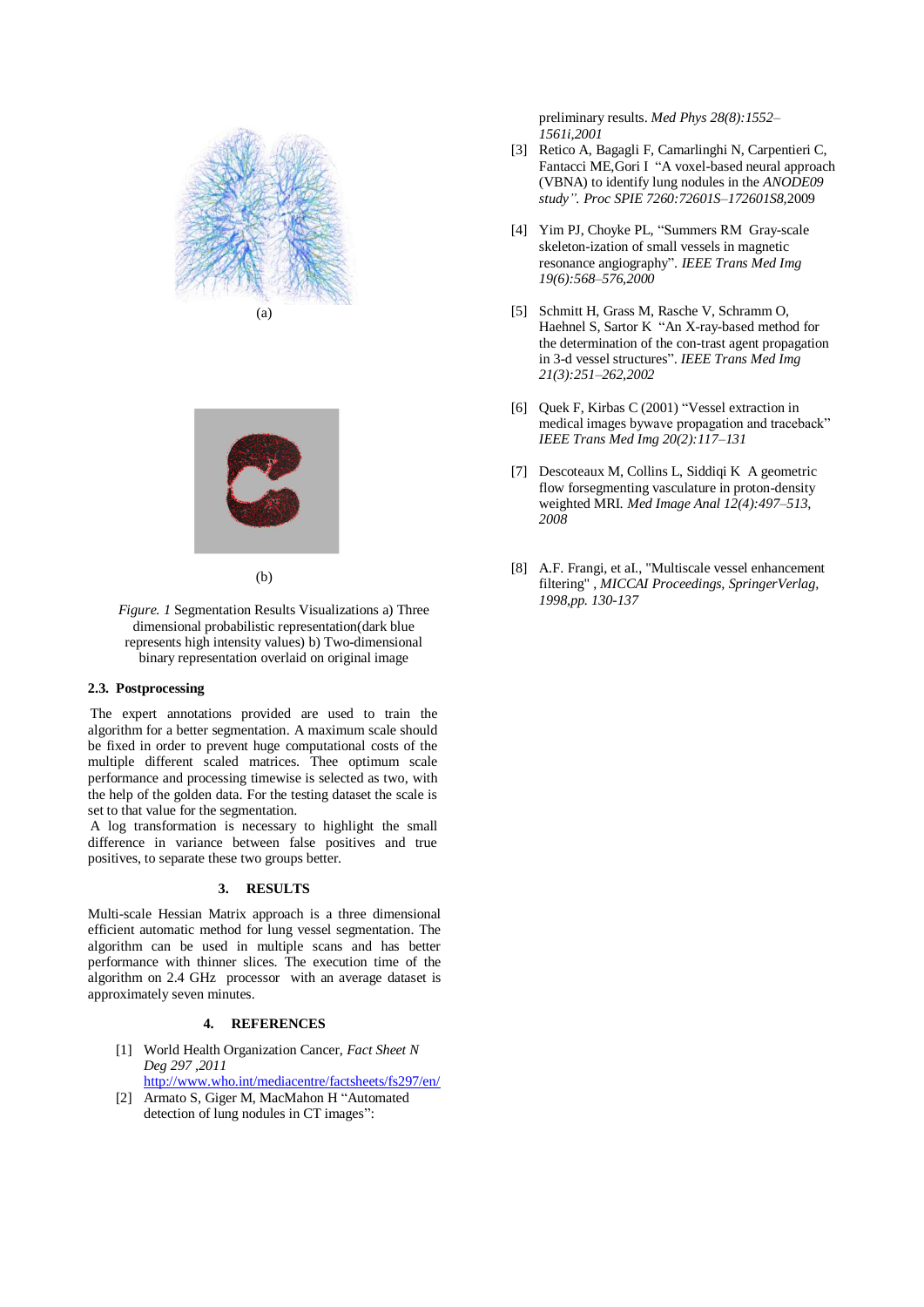(a)

(b)

*Figure. 1* Segmentation Results Visualizations a) Three dimensional probabilistic representation(dark blue represents high intensity values) b) Two-dimensional binary representation overlaid on original image

### 2.3. Postprocessing

The expert annotations provided are used to train the algorithm for a better segmentation. A maximum scale should be fixed in order to prevent huge computational costs of the multiple different scaled matrices. Thee optimum scale performance and processing timewise is selected as two, with the help of the golden data. For the testing dataset the scale is set to that value for the segmentation.

A log transformation is necessary to highlight the small difference in variance between false positives and true positives, to separate these two groups better.

## 3. RESULTS

Multi-scale Hessian Matrix approach is a three dimensional efficient automatic method for lung vessel segmentation. The algorithm can be used in multiple scans and has better performance with thinner slices. The execution time of the algorithm on 2.4 GHz processor with an average dataset is approximately seven minutes.

## 4. REFERENCES

[1] World Health Organization Cancer, *Fact Sheet N Deg 297 ,2011* http://www.who.int/mediacentre/factsheets/fs297/en/

[2] Armato S, Giger M, MacMahon H "Automated detection of lung nodules in CT images": preliminary results. *Med Phys 28(8):1552–1561i,2001*

[3] Retico A, Bagagli F, Camarlinghi N, Carpentieri C, Fantacci ME,Gori I "A voxel-based neural approach (VBNA) to identify lung nodules in the *ANODE09 study". Proc SPIE 7260:72601S–172601S8,*2009

[4] Yim PJ, Choyke PL, "Summers RM Gray-scale skeleton-ization of small vessels in magnetic resonance angiography". *IEEE Trans Med Img 19(6):568–576,2000*

[5] Schmitt H, Grass M, Rasche V, Schramm O, Haehnel S, Sartor K "An X-ray-based method for the determination of the con-trast agent propagation in 3-d vessel structures". *IEEE Trans Med Img 21(3):251–262,2002*

[6] Quek F, Kirbas C (2001) "Vessel extraction in medical images bywave propagation and traceback" *IEEE Trans Med Img 20(2):117–131*

[7] Descoteaux M, Collins L, Siddiqi K A geometric flow forsegmenting vasculature in proton-density weighted MRI. *Med Image Anal 12(4):497–513, 2008*

[8] A.F. Frangi, et al., "Multiscale vessel enhancement filtering" , *MICCAI Proceedings, SpringerVerlag, 1998,pp. 130-137*